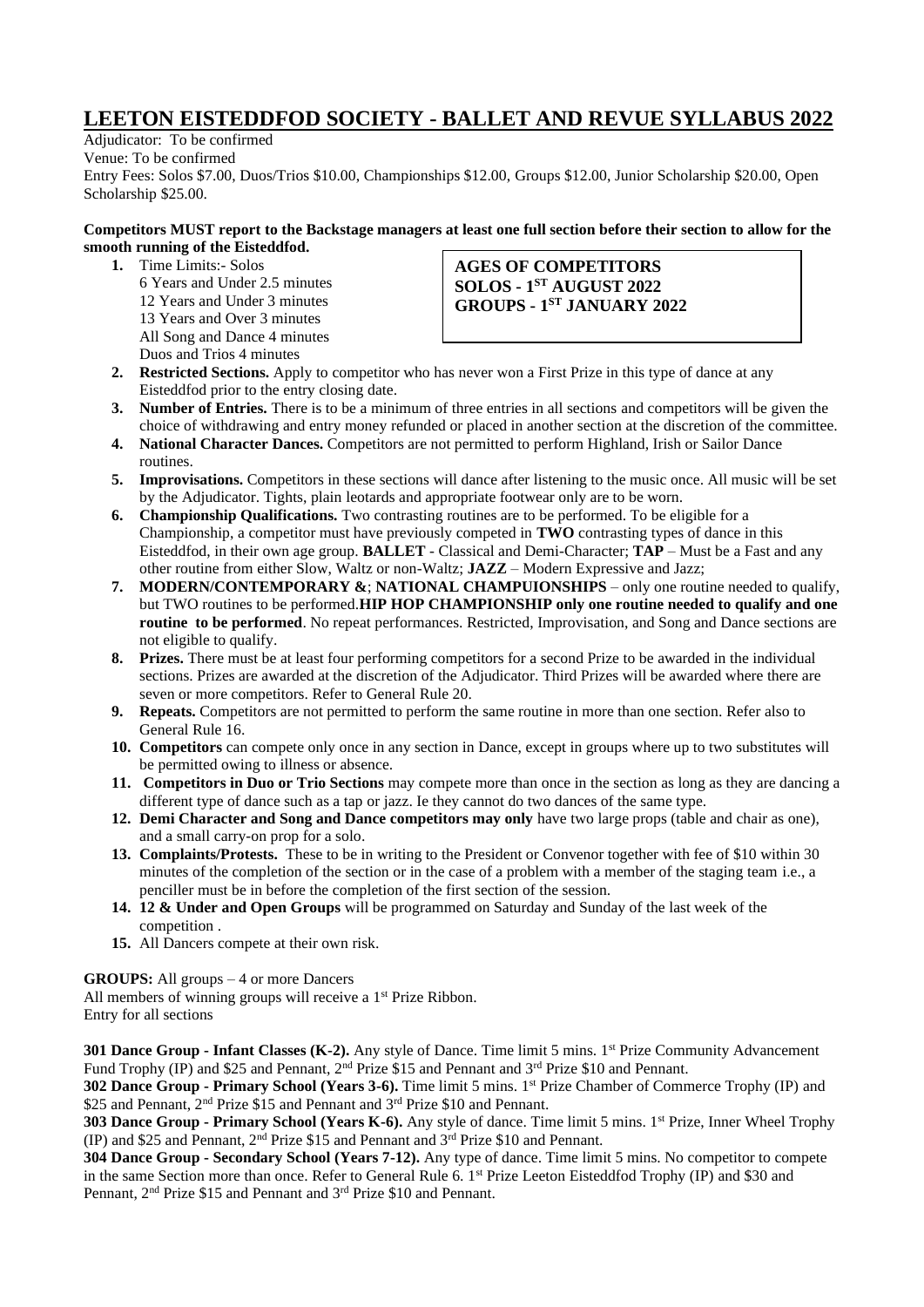# LEETON EISTEDDFOD SOCIETY - BALLET AND REVUE SYLLABUS 2022

Adjudicator: To be confirmed

Venue: To be confirmed

Entry Fees: Solos $7.00, Duos/Trios $10.00, Championships $12.00, Groups $12.00, Junior Scholarship $20.00, Open Scholarship $25.00.

**Competitors MUST report to the Backstage managers at least one full section before their section to allow for the smooth running of the Eisteddfod.**

**AGES OF COMPETITORS**
**SOLOS - 1ST AUGUST 2022**
**GROUPS - 1ST JANUARY 2022**

1. Time Limits:- Solos
   6 Years and Under 2.5 minutes
   12 Years and Under 3 minutes
   13 Years and Over 3 minutes
   All Song and Dance 4 minutes
   Duos and Trios 4 minutes
2. **Restricted Sections.** Apply to competitor who has never won a First Prize in this type of dance at any Eisteddfod prior to the entry closing date.
3. **Number of Entries.** There is to be a minimum of three entries in all sections and competitors will be given the choice of withdrawing and entry money refunded or placed in another section at the discretion of the committee.
4. **National Character Dances.** Competitors are not permitted to perform Highland, Irish or Sailor Dance routines.
5. **Improvisations.** Competitors in these sections will dance after listening to the music once. All music will be set by the Adjudicator. Tights, plain leotards and appropriate footwear only are to be worn.
6. **Championship Qualifications.** Two contrasting routines are to be performed. To be eligible for a Championship, a competitor must have previously competed in **TWO** contrasting types of dance in this Eisteddfod, in their own age group. **BALLET** - Classical and Demi-Character; **TAP** – Must be a Fast and any other routine from either Slow, Waltz or non-Waltz; **JAZZ** – Modern Expressive and Jazz;
7. **MODERN/CONTEMPORARY &**; **NATIONAL CHAMPUIONSHIPS** – only one routine needed to qualify, but TWO routines to be performed.**HIP HOP CHAMPIONSHIP only one routine needed to qualify and one routine to be performed**. No repeat performances. Restricted, Improvisation, and Song and Dance sections are not eligible to qualify.
8. **Prizes.** There must be at least four performing competitors for a second Prize to be awarded in the individual sections. Prizes are awarded at the discretion of the Adjudicator. Third Prizes will be awarded where there are seven or more competitors. Refer to General Rule 20.
9. **Repeats.** Competitors are not permitted to perform the same routine in more than one section. Refer also to General Rule 16.
10. **Competitors** can compete only once in any section in Dance, except in groups where up to two substitutes will be permitted owing to illness or absence.
11. **Competitors in Duo or Trio Sections** may compete more than once in the section as long as they are dancing a different type of dance such as a tap or jazz. Ie they cannot do two dances of the same type.
12. **Demi Character and Song and Dance competitors may only** have two large props (table and chair as one), and a small carry-on prop for a solo.
13. **Complaints/Protests.** These to be in writing to the President or Convenor together with fee of $10 within 30 minutes of the completion of the section or in the case of a problem with a member of the staging team i.e., a penciller must be in before the completion of the first section of the session.
14. **12 & Under and Open Groups** will be programmed on Saturday and Sunday of the last week of the competition .
15. All Dancers compete at their own risk.

**GROUPS:** All groups – 4 or more Dancers

All members of winning groups will receive a 1st Prize Ribbon.

Entry for all sections

**301 Dance Group - Infant Classes (K-2).** Any style of Dance. Time limit 5 mins. 1st Prize Community Advancement Fund Trophy (IP) and $25 and Pennant, 2nd Prize $15 and Pennant and 3rd Prize $10 and Pennant.

**302 Dance Group - Primary School (Years 3-6).** Time limit 5 mins. 1st Prize Chamber of Commerce Trophy (IP) and $25 and Pennant, 2nd Prize $15 and Pennant and 3rd Prize $10 and Pennant.

**303 Dance Group - Primary School (Years K-6).** Any style of dance. Time limit 5 mins. 1st Prize, Inner Wheel Trophy (IP) and $25 and Pennant, 2nd Prize $15 and Pennant and 3rd Prize $10 and Pennant.

**304 Dance Group - Secondary School (Years 7-12).** Any type of dance. Time limit 5 mins. No competitor to compete in the same Section more than once. Refer to General Rule 6. 1st Prize Leeton Eisteddfod Trophy (IP) and $30 and Pennant, 2nd Prize $15 and Pennant and 3rd Prize $10 and Pennant.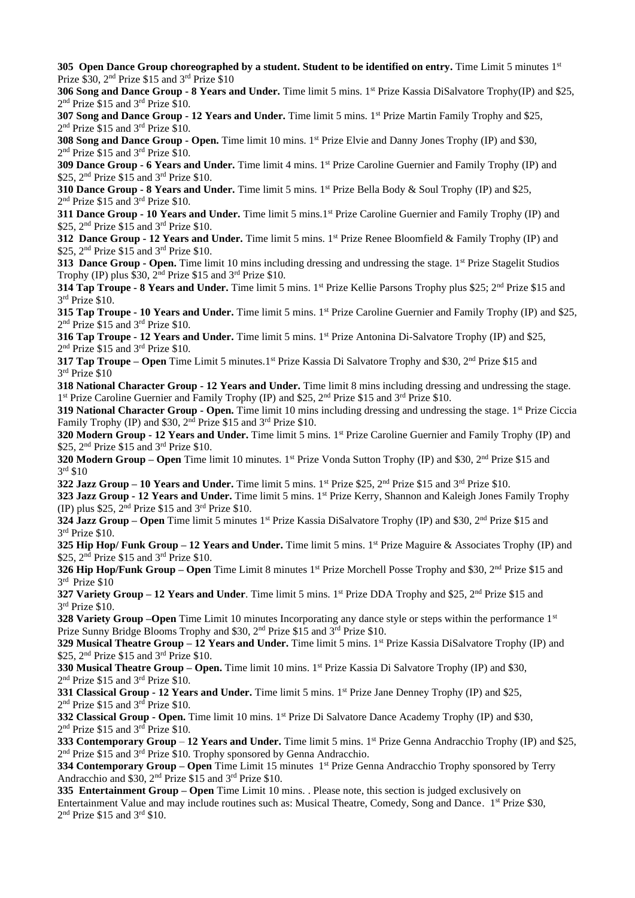**305 Open Dance Group choreographed by a student. Student to be identified on entry.** Time Limit 5 minutes 1st Prize $30, 2nd Prize $15 and 3rd Prize $10

**306 Song and Dance Group - 8 Years and Under.** Time limit 5 mins. 1st Prize Kassia DiSalvatore Trophy(IP) and $25, 2nd Prize $15 and 3rd Prize $10.

**307 Song and Dance Group - 12 Years and Under.** Time limit 5 mins. 1st Prize Martin Family Trophy and $25, 2nd Prize $15 and 3rd Prize $10.

**308 Song and Dance Group - Open.** Time limit 10 mins. 1st Prize Elvie and Danny Jones Trophy (IP) and $30, 2nd Prize $15 and 3rd Prize $10.

**309 Dance Group - 6 Years and Under.** Time limit 4 mins. 1st Prize Caroline Guernier and Family Trophy (IP) and $25, 2nd Prize $15 and 3rd Prize $10.

**310 Dance Group - 8 Years and Under.** Time limit 5 mins. 1st Prize Bella Body & Soul Trophy (IP) and $25, 2nd Prize $15 and 3rd Prize $10.

**311 Dance Group - 10 Years and Under.** Time limit 5 mins.1st Prize Caroline Guernier and Family Trophy (IP) and $25, 2nd Prize $15 and 3rd Prize $10.

**312 Dance Group - 12 Years and Under.** Time limit 5 mins. 1st Prize Renee Bloomfield & Family Trophy (IP) and $25, 2nd Prize $15 and 3rd Prize $10.

**313 Dance Group - Open.** Time limit 10 mins including dressing and undressing the stage. 1st Prize Stagelit Studios Trophy (IP) plus $30, 2nd Prize $15 and 3rd Prize $10.

**314 Tap Troupe - 8 Years and Under.** Time limit 5 mins. 1st Prize Kellie Parsons Trophy plus $25; 2nd Prize $15 and 3rd Prize $10.

**315 Tap Troupe - 10 Years and Under.** Time limit 5 mins. 1st Prize Caroline Guernier and Family Trophy (IP) and $25, 2nd Prize $15 and 3rd Prize $10.

**316 Tap Troupe - 12 Years and Under.** Time limit 5 mins. 1st Prize Antonina Di-Salvatore Trophy (IP) and $25, 2nd Prize $15 and 3rd Prize $10.

**317 Tap Troupe – Open** Time Limit 5 minutes.1st Prize Kassia Di Salvatore Trophy and $30, 2nd Prize $15 and 3rd Prize $10

**318 National Character Group - 12 Years and Under.** Time limit 8 mins including dressing and undressing the stage. 1st Prize Caroline Guernier and Family Trophy (IP) and $25, 2nd Prize $15 and 3rd Prize $10.

**319 National Character Group - Open.** Time limit 10 mins including dressing and undressing the stage. 1st Prize Ciccia Family Trophy (IP) and $30, 2nd Prize $15 and 3rd Prize $10.

**320 Modern Group - 12 Years and Under.** Time limit 5 mins. 1st Prize Caroline Guernier and Family Trophy (IP) and $25, 2nd Prize $15 and 3rd Prize $10.

**320 Modern Group – Open** Time limit 10 minutes. 1st Prize Vonda Sutton Trophy (IP) and $30, 2nd Prize $15 and 3rd $10

**322 Jazz Group – 10 Years and Under.** Time limit 5 mins. 1st Prize $25, 2nd Prize $15 and 3rd Prize $10.

**323 Jazz Group - 12 Years and Under.** Time limit 5 mins. 1st Prize Kerry, Shannon and Kaleigh Jones Family Trophy (IP) plus $25, 2nd Prize $15 and 3rd Prize $10.

**324 Jazz Group – Open** Time limit 5 minutes 1st Prize Kassia DiSalvatore Trophy (IP) and $30, 2nd Prize $15 and 3rd Prize $10.

**325 Hip Hop/ Funk Group – 12 Years and Under.** Time limit 5 mins. 1st Prize Maguire & Associates Trophy (IP) and $25, 2nd Prize $15 and 3rd Prize $10.

**326 Hip Hop/Funk Group – Open** Time Limit 8 minutes 1st Prize Morchell Posse Trophy and $30, 2nd Prize $15 and 3rd Prize $10

**327 Variety Group – 12 Years and Under**. Time limit 5 mins. 1st Prize DDA Trophy and $25, 2nd Prize $15 and 3rd Prize $10.

**328 Variety Group –Open** Time Limit 10 minutes Incorporating any dance style or steps within the performance 1st Prize Sunny Bridge Blooms Trophy and $30, 2nd Prize $15 and 3rd Prize $10.

**329 Musical Theatre Group – 12 Years and Under.** Time limit 5 mins. 1st Prize Kassia DiSalvatore Trophy (IP) and $25, 2nd Prize $15 and 3rd Prize $10.

**330 Musical Theatre Group – Open.** Time limit 10 mins. 1st Prize Kassia Di Salvatore Trophy (IP) and $30, 2nd Prize $15 and 3rd Prize $10.

**331 Classical Group - 12 Years and Under.** Time limit 5 mins. 1st Prize Jane Denney Trophy (IP) and $25, 2nd Prize $15 and 3rd Prize $10.

**332 Classical Group - Open.** Time limit 10 mins. 1st Prize Di Salvatore Dance Academy Trophy (IP) and $30, 2nd Prize $15 and 3rd Prize $10.

**333 Contemporary Group – 12 Years and Under.** Time limit 5 mins. 1st Prize Genna Andracchio Trophy (IP) and $25, 2nd Prize $15 and 3rd Prize $10. Trophy sponsored by Genna Andracchio.

**334 Contemporary Group – Open** Time Limit 15 minutes 1st Prize Genna Andracchio Trophy sponsored by Terry Andracchio and $30, 2nd Prize $15 and 3rd Prize $10.

**335 Entertainment Group – Open** Time Limit 10 mins. . Please note, this section is judged exclusively on Entertainment Value and may include routines such as: Musical Theatre, Comedy, Song and Dance. 1st Prize $30, 2nd Prize $15 and 3rd $10.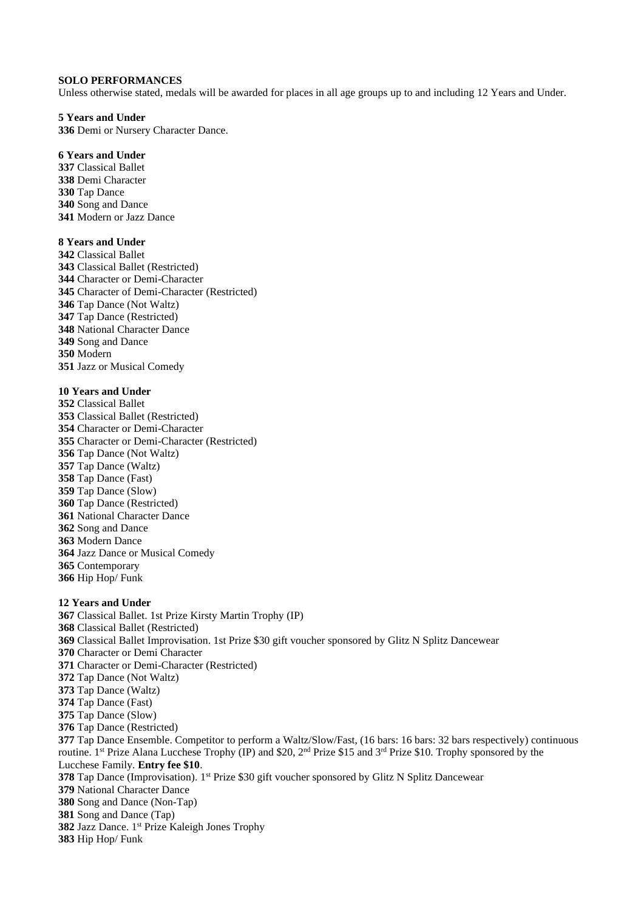**SOLO PERFORMANCES**

Unless otherwise stated, medals will be awarded for places in all age groups up to and including 12 Years and Under.

**5 Years and Under**

**336** Demi or Nursery Character Dance.

**6 Years and Under**

**337** Classical Ballet
**338** Demi Character
**330** Tap Dance
**340** Song and Dance
**341** Modern or Jazz Dance

**8 Years and Under**

**342** Classical Ballet
**343** Classical Ballet (Restricted)
**344** Character or Demi-Character
**345** Character of Demi-Character (Restricted)
**346** Tap Dance (Not Waltz)
**347** Tap Dance (Restricted)
**348** National Character Dance
**349** Song and Dance
**350** Modern
**351** Jazz or Musical Comedy

**10 Years and Under**

**352** Classical Ballet
**353** Classical Ballet (Restricted)
**354** Character or Demi-Character
**355** Character or Demi-Character (Restricted)
**356** Tap Dance (Not Waltz)
**357** Tap Dance (Waltz)
**358** Tap Dance (Fast)
**359** Tap Dance (Slow)
**360** Tap Dance (Restricted)
**361** National Character Dance
**362** Song and Dance
**363** Modern Dance
**364** Jazz Dance or Musical Comedy
**365** Contemporary
**366** Hip Hop/ Funk

**12 Years and Under**

**367** Classical Ballet. 1st Prize Kirsty Martin Trophy (IP)
**368** Classical Ballet (Restricted)
**369** Classical Ballet Improvisation. 1st Prize $30 gift voucher sponsored by Glitz N Splitz Dancewear
**370** Character or Demi Character
**371** Character or Demi-Character (Restricted)
**372** Tap Dance (Not Waltz)
**373** Tap Dance (Waltz)
**374** Tap Dance (Fast)
**375** Tap Dance (Slow)
**376** Tap Dance (Restricted)
**377** Tap Dance Ensemble. Competitor to perform a Waltz/Slow/Fast, (16 bars: 16 bars: 32 bars respectively) continuous routine. 1st Prize Alana Lucchese Trophy (IP) and $20, 2nd Prize $15 and 3rd Prize $10. Trophy sponsored by the Lucchese Family. **Entry fee $10**.
**378** Tap Dance (Improvisation). 1st Prize $30 gift voucher sponsored by Glitz N Splitz Dancewear
**379** National Character Dance
**380** Song and Dance (Non-Tap)
**381** Song and Dance (Tap)
**382** Jazz Dance. 1st Prize Kaleigh Jones Trophy
**383** Hip Hop/ Funk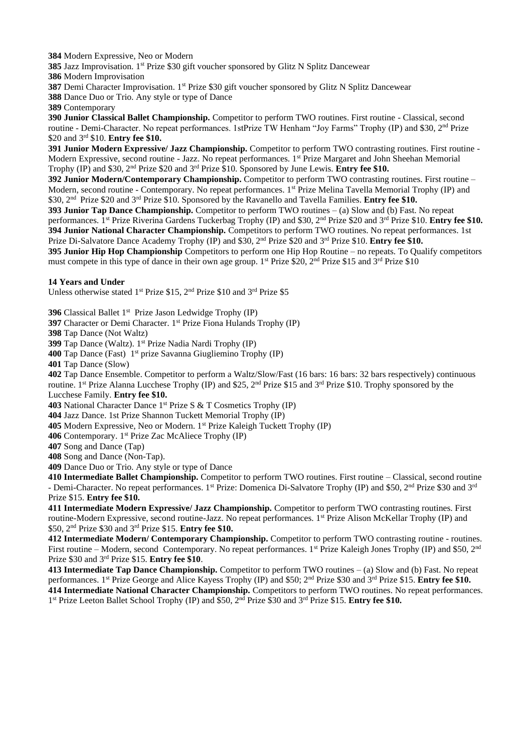**384** Modern Expressive, Neo or Modern

**385** Jazz Improvisation. 1st Prize $30 gift voucher sponsored by Glitz N Splitz Dancewear

**386** Modern Improvisation

**387** Demi Character Improvisation. 1st Prize $30 gift voucher sponsored by Glitz N Splitz Dancewear

**388** Dance Duo or Trio. Any style or type of Dance

**389** Contemporary

**390 Junior Classical Ballet Championship.** Competitor to perform TWO routines. First routine - Classical, second routine - Demi-Character. No repeat performances. 1stPrize TW Henham "Joy Farms" Trophy (IP) and $30, 2nd Prize $20 and 3rd $10. **Entry fee $10.**

**391 Junior Modern Expressive/ Jazz Championship.** Competitor to perform TWO contrasting routines. First routine - Modern Expressive, second routine - Jazz. No repeat performances. 1st Prize Margaret and John Sheehan Memorial Trophy (IP) and $30, 2nd Prize $20 and 3rd Prize $10. Sponsored by June Lewis. **Entry fee $10.**

**392 Junior Modern/Contemporary Championship.** Competitor to perform TWO contrasting routines. First routine – Modern, second routine - Contemporary. No repeat performances. 1st Prize Melina Tavella Memorial Trophy (IP) and $30, 2nd Prize $20 and 3rd Prize $10. Sponsored by the Ravanello and Tavella Families. **Entry fee $10.**

**393 Junior Tap Dance Championship.** Competitor to perform TWO routines – (a) Slow and (b) Fast. No repeat performances. 1st Prize Riverina Gardens Tuckerbag Trophy (IP) and $30, 2nd Prize $20 and 3rd Prize $10. **Entry fee $10.**

**394 Junior National Character Championship.** Competitors to perform TWO routines. No repeat performances. 1st Prize Di-Salvatore Dance Academy Trophy (IP) and $30, 2nd Prize $20 and 3rd Prize $10. **Entry fee $10.**

**395 Junior Hip Hop Championship** Competitors to perform one Hip Hop Routine – no repeats. To Qualify competitors must compete in this type of dance in their own age group. 1st Prize $20, 2nd Prize $15 and 3rd Prize $10

**14 Years and Under**

Unless otherwise stated 1st Prize $15, 2nd Prize $10 and 3rd Prize $5

**396** Classical Ballet 1st Prize Jason Ledwidge Trophy (IP)

**397** Character or Demi Character. 1st Prize Fiona Hulands Trophy (IP)

**398** Tap Dance (Not Waltz)

**399** Tap Dance (Waltz). 1st Prize Nadia Nardi Trophy (IP)

**400** Tap Dance (Fast) 1st prize Savanna Giugliemino Trophy (IP)

**401** Tap Dance (Slow)

**402** Tap Dance Ensemble. Competitor to perform a Waltz/Slow/Fast (16 bars: 16 bars: 32 bars respectively) continuous routine. 1st Prize Alanna Lucchese Trophy (IP) and $25, 2nd Prize $15 and 3rd Prize $10. Trophy sponsored by the Lucchese Family. **Entry fee $10.**

**403** National Character Dance 1st Prize S & T Cosmetics Trophy (IP)

**404** Jazz Dance. 1st Prize Shannon Tuckett Memorial Trophy (IP)

**405** Modern Expressive, Neo or Modern. 1st Prize Kaleigh Tuckett Trophy (IP)

**406** Contemporary. 1st Prize Zac McAliece Trophy (IP)

**407** Song and Dance (Tap)

**408** Song and Dance (Non-Tap).

**409** Dance Duo or Trio. Any style or type of Dance

**410 Intermediate Ballet Championship.** Competitor to perform TWO routines. First routine – Classical, second routine - Demi-Character. No repeat performances. 1st Prize: Domenica Di-Salvatore Trophy (IP) and $50, 2nd Prize $30 and 3rd Prize $15. **Entry fee $10.**

**411 Intermediate Modern Expressive/ Jazz Championship.** Competitor to perform TWO contrasting routines. First routine-Modern Expressive, second routine-Jazz. No repeat performances. 1st Prize Alison McKellar Trophy (IP) and $50, 2nd Prize $30 and 3rd Prize $15. **Entry fee $10.**

**412 Intermediate Modern/ Contemporary Championship.** Competitor to perform TWO contrasting routine - routines. First routine – Modern, second Contemporary. No repeat performances. 1st Prize Kaleigh Jones Trophy (IP) and $50, 2nd Prize $30 and 3rd Prize $15. **Entry fee $10**.

**413 Intermediate Tap Dance Championship.** Competitor to perform TWO routines – (a) Slow and (b) Fast. No repeat performances. 1st Prize George and Alice Kayess Trophy (IP) and $50; 2nd Prize $30 and 3rd Prize $15. **Entry fee $10.**

**414 Intermediate National Character Championship.** Competitors to perform TWO routines. No repeat performances. 1st Prize Leeton Ballet School Trophy (IP) and $50, 2nd Prize $30 and 3rd Prize $15. **Entry fee $10.**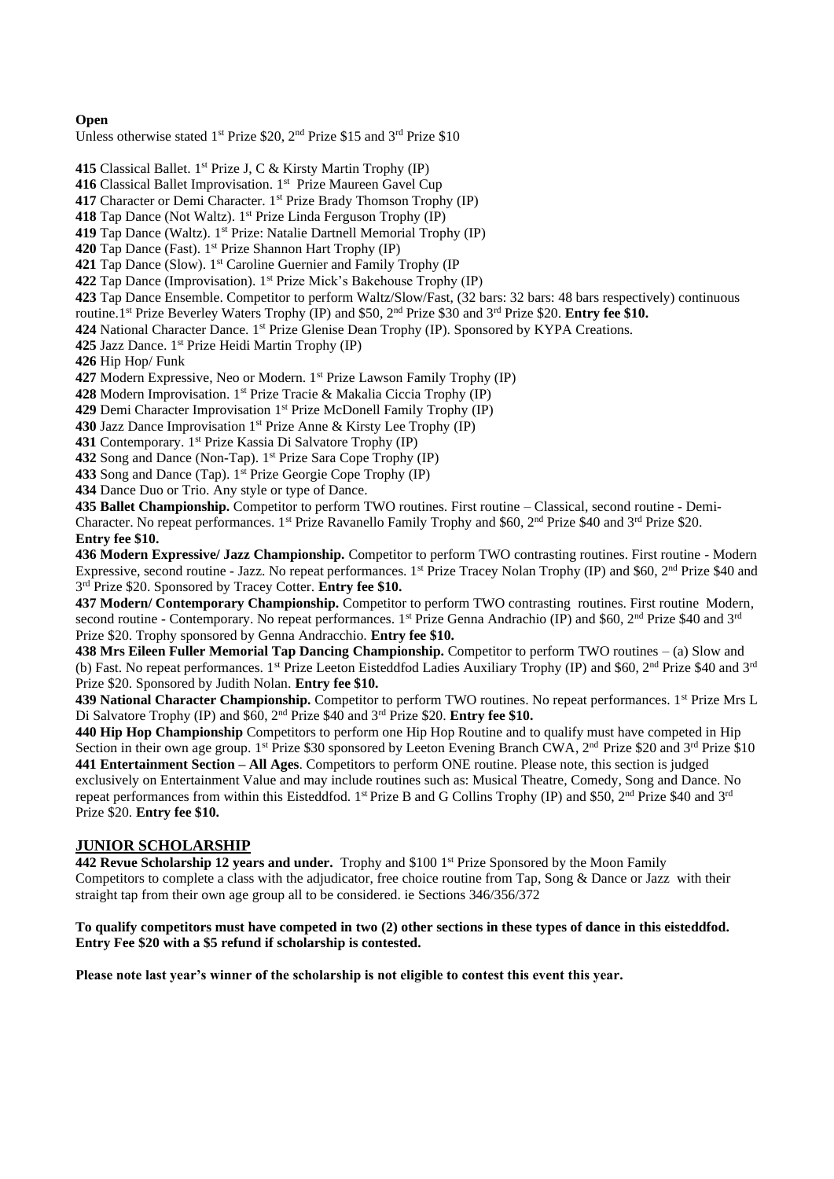**Open**

Unless otherwise stated 1st Prize \$20, 2nd Prize \$15 and 3rd Prize \$10

**415** Classical Ballet. 1st Prize J, C & Kirsty Martin Trophy (IP)
**416** Classical Ballet Improvisation. 1st Prize Maureen Gavel Cup
**417** Character or Demi Character. 1st Prize Brady Thomson Trophy (IP)
**418** Tap Dance (Not Waltz). 1st Prize Linda Ferguson Trophy (IP)
**419** Tap Dance (Waltz). 1st Prize: Natalie Dartnell Memorial Trophy (IP)
**420** Tap Dance (Fast). 1st Prize Shannon Hart Trophy (IP)
**421** Tap Dance (Slow). 1st Caroline Guernier and Family Trophy (IP
**422** Tap Dance (Improvisation). 1st Prize Mick's Bakehouse Trophy (IP)
**423** Tap Dance Ensemble. Competitor to perform Waltz/Slow/Fast, (32 bars: 32 bars: 48 bars respectively) continuous routine.1st Prize Beverley Waters Trophy (IP) and \$50, 2nd Prize \$30 and 3rd Prize \$20. **Entry fee \$10.**
**424** National Character Dance. 1st Prize Glenise Dean Trophy (IP). Sponsored by KYPA Creations.
**425** Jazz Dance. 1st Prize Heidi Martin Trophy (IP)
**426** Hip Hop/ Funk
**427** Modern Expressive, Neo or Modern. 1st Prize Lawson Family Trophy (IP)
**428** Modern Improvisation. 1st Prize Tracie & Makalia Ciccia Trophy (IP)
**429** Demi Character Improvisation 1st Prize McDonell Family Trophy (IP)
**430** Jazz Dance Improvisation 1st Prize Anne & Kirsty Lee Trophy (IP)
**431** Contemporary. 1st Prize Kassia Di Salvatore Trophy (IP)
**432** Song and Dance (Non-Tap). 1st Prize Sara Cope Trophy (IP)
**433** Song and Dance (Tap). 1st Prize Georgie Cope Trophy (IP)
**434** Dance Duo or Trio. Any style or type of Dance.
**435 Ballet Championship.** Competitor to perform TWO routines. First routine – Classical, second routine - Demi-Character. No repeat performances. 1st Prize Ravanello Family Trophy and \$60, 2nd Prize \$40 and 3rd Prize \$20. **Entry fee \$10.**
**436 Modern Expressive/ Jazz Championship.** Competitor to perform TWO contrasting routines. First routine - Modern Expressive, second routine - Jazz. No repeat performances. 1st Prize Tracey Nolan Trophy (IP) and \$60, 2nd Prize \$40 and 3rd Prize \$20. Sponsored by Tracey Cotter. **Entry fee \$10.**
**437 Modern/ Contemporary Championship.** Competitor to perform TWO contrasting routines. First routine Modern, second routine - Contemporary. No repeat performances. 1st Prize Genna Andrachio (IP) and \$60, 2nd Prize \$40 and 3rd Prize \$20. Trophy sponsored by Genna Andracchio. **Entry fee \$10.**
**438 Mrs Eileen Fuller Memorial Tap Dancing Championship.** Competitor to perform TWO routines – (a) Slow and (b) Fast. No repeat performances. 1st Prize Leeton Eisteddfod Ladies Auxiliary Trophy (IP) and \$60, 2nd Prize \$40 and 3rd Prize \$20. Sponsored by Judith Nolan. **Entry fee \$10.**
**439 National Character Championship.** Competitor to perform TWO routines. No repeat performances. 1st Prize Mrs L Di Salvatore Trophy (IP) and \$60, 2nd Prize \$40 and 3rd Prize \$20. **Entry fee \$10.**
**440 Hip Hop Championship** Competitors to perform one Hip Hop Routine and to qualify must have competed in Hip Section in their own age group. 1st Prize \$30 sponsored by Leeton Evening Branch CWA, 2nd Prize \$20 and 3rd Prize \$10
**441 Entertainment Section – All Ages**. Competitors to perform ONE routine. Please note, this section is judged exclusively on Entertainment Value and may include routines such as: Musical Theatre, Comedy, Song and Dance. No repeat performances from within this Eisteddfod. 1st Prize B and G Collins Trophy (IP) and \$50, 2nd Prize \$40 and 3rd Prize \$20. **Entry fee \$10.**

## JUNIOR SCHOLARSHIP

**442 Revue Scholarship 12 years and under.** Trophy and \$100 1st Prize Sponsored by the Moon Family
Competitors to complete a class with the adjudicator, free choice routine from Tap, Song & Dance or Jazz with their straight tap from their own age group all to be considered. ie Sections 346/356/372

**To qualify competitors must have competed in two (2) other sections in these types of dance in this eisteddfod. Entry Fee \$20 with a \$5 refund if scholarship is contested.**

**Please note last year's winner of the scholarship is not eligible to contest this event this year.**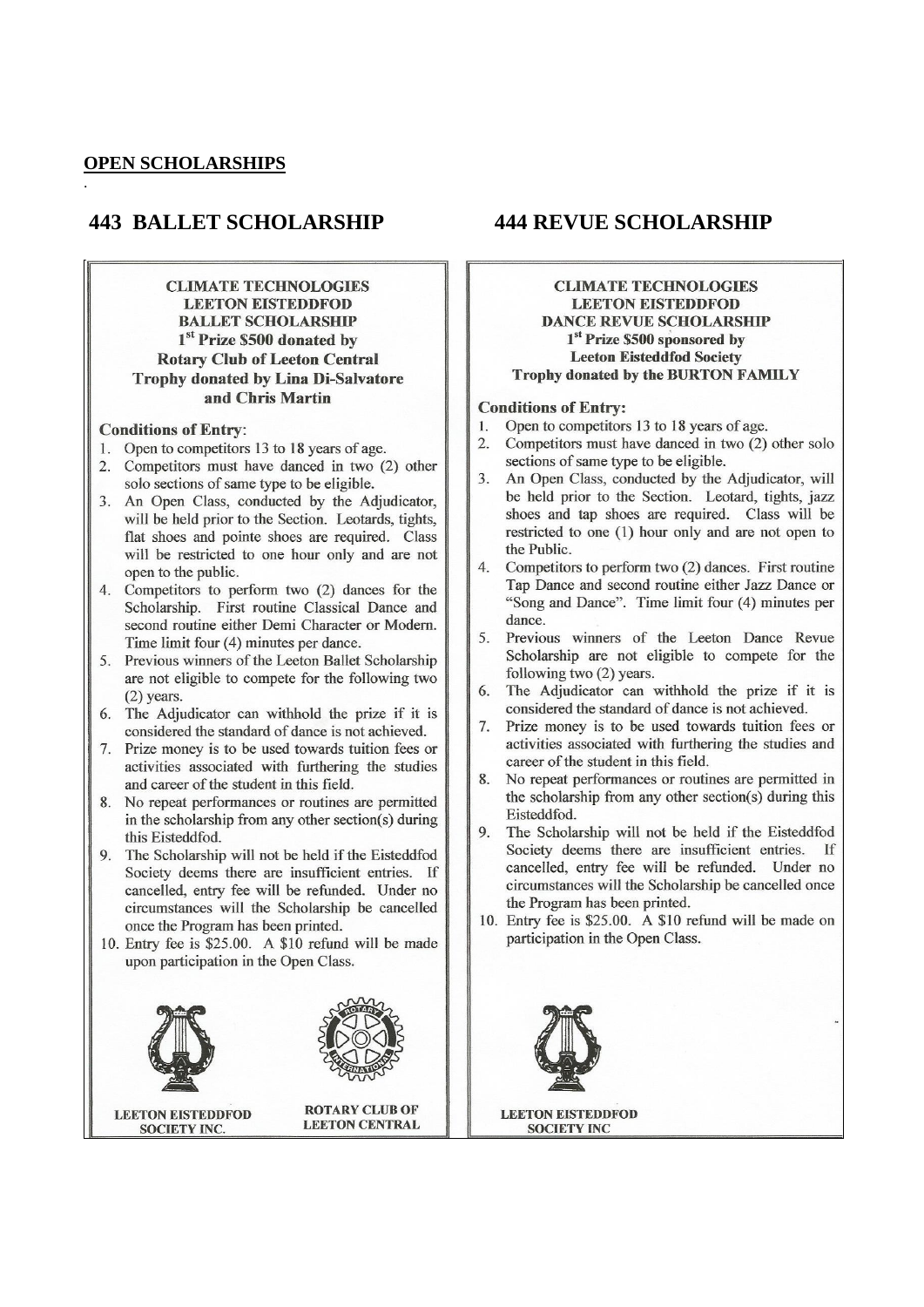**OPEN SCHOLARSHIPS**

## 443 BALLET SCHOLARSHIP

**CLIMATE TECHNOLOGIES**
**LEETON EISTEDDFOD**
**BALLET SCHOLARSHIP**
**1st Prize $500 donated by**
**Rotary Club of Leeton Central**
**Trophy donated by Lina Di-Salvatore**
**and Chris Martin**

**Conditions of Entry**:

1. Open to competitors 13 to 18 years of age.
2. Competitors must have danced in two (2) other solo sections of same type to be eligible.
3. An Open Class, conducted by the Adjudicator, will be held prior to the Section. Leotards, tights, flat shoes and pointe shoes are required. Class will be restricted to one hour only and are not open to the public.
4. Competitors to perform two (2) dances for the Scholarship. First routine Classical Dance and second routine either Demi Character or Modern. Time limit four (4) minutes per dance.
5. Previous winners of the Leeton Ballet Scholarship are not eligible to compete for the following two (2) years.
6. The Adjudicator can withhold the prize if it is considered the standard of dance is not achieved.
7. Prize money is to be used towards tuition fees or activities associated with furthering the studies and career of the student in this field.
8. No repeat performances or routines are permitted in the scholarship from any other section(s) during this Eisteddfod.
9. The Scholarship will not be held if the Eisteddfod Society deems there are insufficient entries. If cancelled, entry fee will be refunded. Under no circumstances will the Scholarship be cancelled once the Program has been printed.
10. Entry fee is $25.00. A $10 refund will be made upon participation in the Open Class.

**LEETON EISTEDDFOD SOCIETY INC.** — **ROTARY CLUB OF LEETON CENTRAL**

## 444 REVUE SCHOLARSHIP

**CLIMATE TECHNOLOGIES**
**LEETON EISTEDDFOD**
**DANCE REVUE SCHOLARSHIP**
**1st Prize $500 sponsored by**
**Leeton Eisteddfod Society**
**Trophy donated by the BURTON FAMILY**

**Conditions of Entry:**

1. Open to competitors 13 to 18 years of age.
2. Competitors must have danced in two (2) other solo sections of same type to be eligible.
3. An Open Class, conducted by the Adjudicator, will be held prior to the Section. Leotard, tights, jazz shoes and tap shoes are required. Class will be restricted to one (1) hour only and are not open to the Public.
4. Competitors to perform two (2) dances. First routine Tap Dance and second routine either Jazz Dance or "Song and Dance". Time limit four (4) minutes per dance.
5. Previous winners of the Leeton Dance Revue Scholarship are not eligible to compete for the following two (2) years.
6. The Adjudicator can withhold the prize if it is considered the standard of dance is not achieved.
7. Prize money is to be used towards tuition fees or activities associated with furthering the studies and career of the student in this field.
8. No repeat performances or routines are permitted in the scholarship from any other section(s) during this Eisteddfod.
9. The Scholarship will not be held if the Eisteddfod Society deems there are insufficient entries. If cancelled, entry fee will be refunded. Under no circumstances will the Scholarship be cancelled once the Program has been printed.
10. Entry fee is $25.00. A $10 refund will be made on participation in the Open Class.

**LEETON EISTEDDFOD SOCIETY INC**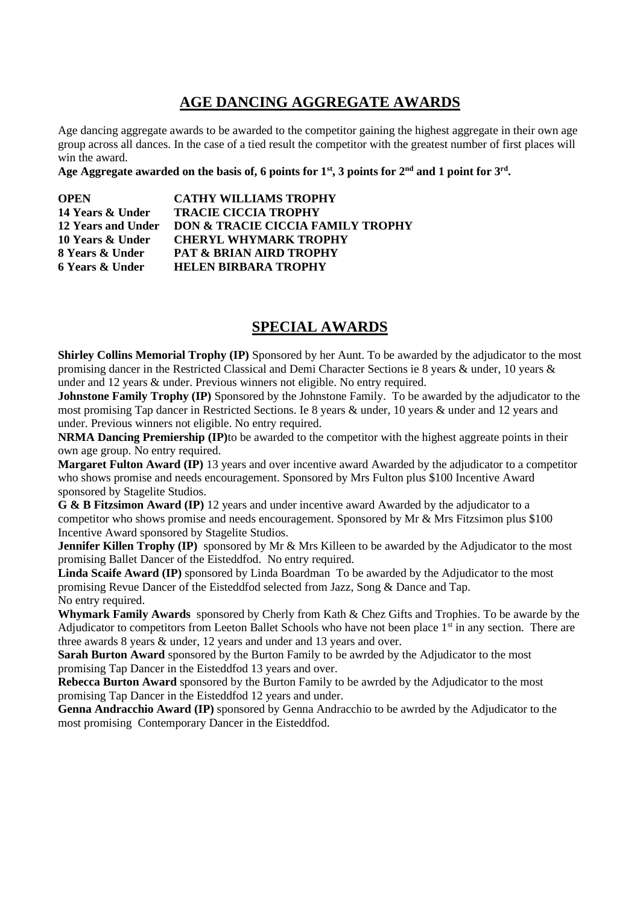## AGE DANCING AGGREGATE AWARDS

Age dancing aggregate awards to be awarded to the competitor gaining the highest aggregate in their own age group across all dances. In the case of a tied result the competitor with the greatest number of first places will win the award.

**Age Aggregate awarded on the basis of, 6 points for 1st, 3 points for 2nd and 1 point for 3rd.**

| | |
|---|---|
| **OPEN** | **CATHY WILLIAMS TROPHY** |
| **14 Years & Under** | **TRACIE CICCIA TROPHY** |
| **12 Years and Under** | **DON & TRACIE CICCIA FAMILY TROPHY** |
| **10 Years & Under** | **CHERYL WHYMARK TROPHY** |
| **8 Years & Under** | **PAT & BRIAN AIRD TROPHY** |
| **6 Years & Under** | **HELEN BIRBARA TROPHY** |

## SPECIAL AWARDS

**Shirley Collins Memorial Trophy (IP)** Sponsored by her Aunt. To be awarded by the adjudicator to the most promising dancer in the Restricted Classical and Demi Character Sections ie 8 years & under, 10 years & under and 12 years & under. Previous winners not eligible. No entry required.

**Johnstone Family Trophy (IP)** Sponsored by the Johnstone Family. To be awarded by the adjudicator to the most promising Tap dancer in Restricted Sections. Ie 8 years & under, 10 years & under and 12 years and under. Previous winners not eligible. No entry required.

**NRMA Dancing Premiership (IP)**to be awarded to the competitor with the highest aggreate points in their own age group. No entry required.

**Margaret Fulton Award (IP)** 13 years and over incentive award Awarded by the adjudicator to a competitor who shows promise and needs encouragement. Sponsored by Mrs Fulton plus $100 Incentive Award sponsored by Stagelite Studios.

**G & B Fitzsimon Award (IP)** 12 years and under incentive award Awarded by the adjudicator to a competitor who shows promise and needs encouragement. Sponsored by Mr & Mrs Fitzsimon plus $100 Incentive Award sponsored by Stagelite Studios.

**Jennifer Killen Trophy (IP)** sponsored by Mr & Mrs Killeen to be awarded by the Adjudicator to the most promising Ballet Dancer of the Eisteddfod. No entry required.

**Linda Scaife Award (IP)** sponsored by Linda Boardman To be awarded by the Adjudicator to the most promising Revue Dancer of the Eisteddfod selected from Jazz, Song & Dance and Tap.
No entry required.

**Whymark Family Awards** sponsored by Cherly from Kath & Chez Gifts and Trophies. To be awarde by the Adjudicator to competitors from Leeton Ballet Schools who have not been place 1st in any section. There are three awards 8 years & under, 12 years and under and 13 years and over.

**Sarah Burton Award** sponsored by the Burton Family to be awrded by the Adjudicator to the most promising Tap Dancer in the Eisteddfod 13 years and over.

**Rebecca Burton Award** sponsored by the Burton Family to be awrded by the Adjudicator to the most promising Tap Dancer in the Eisteddfod 12 years and under.

**Genna Andracchio Award (IP)** sponsored by Genna Andracchio to be awrded by the Adjudicator to the most promising Contemporary Dancer in the Eisteddfod.